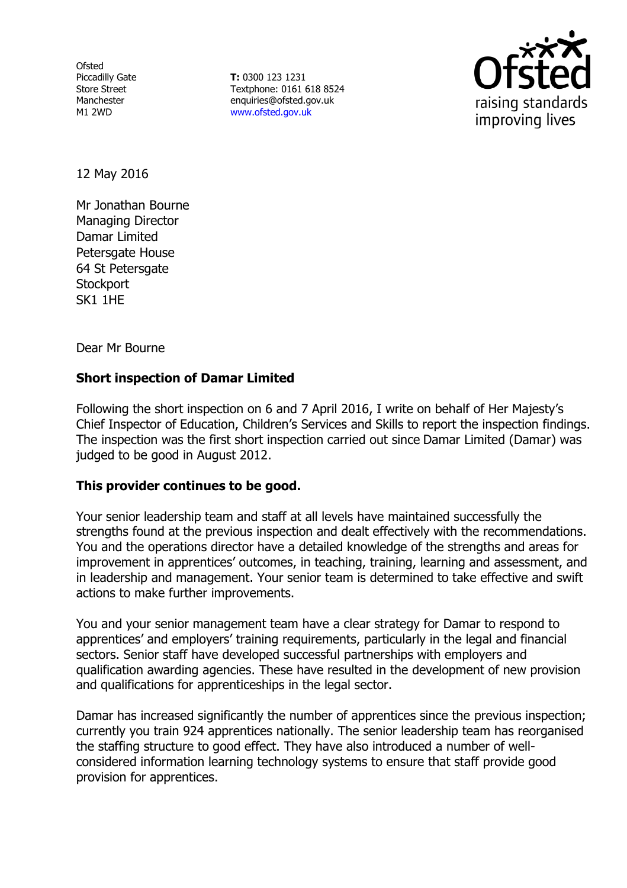Ofsted
Piccadilly Gate
Store Street
Manchester
M1 2WD

**T:** 0300 123 1231
Textphone: 0161 618 8524
enquiries@ofsted.gov.uk
www.ofsted.gov.uk

12 May 2016

Mr Jonathan Bourne
Managing Director
Damar Limited
Petersgate House
64 St Petersgate
Stockport
SK1 1HE

Dear Mr Bourne

**Short inspection of Damar Limited**

Following the short inspection on 6 and 7 April 2016, I write on behalf of Her Majesty's Chief Inspector of Education, Children's Services and Skills to report the inspection findings. The inspection was the first short inspection carried out since Damar Limited (Damar) was judged to be good in August 2012.

**This provider continues to be good.**

Your senior leadership team and staff at all levels have maintained successfully the strengths found at the previous inspection and dealt effectively with the recommendations. You and the operations director have a detailed knowledge of the strengths and areas for improvement in apprentices' outcomes, in teaching, training, learning and assessment, and in leadership and management. Your senior team is determined to take effective and swift actions to make further improvements.

You and your senior management team have a clear strategy for Damar to respond to apprentices' and employers' training requirements, particularly in the legal and financial sectors. Senior staff have developed successful partnerships with employers and qualification awarding agencies. These have resulted in the development of new provision and qualifications for apprenticeships in the legal sector.

Damar has increased significantly the number of apprentices since the previous inspection; currently you train 924 apprentices nationally. The senior leadership team has reorganised the staffing structure to good effect. They have also introduced a number of well-considered information learning technology systems to ensure that staff provide good provision for apprentices.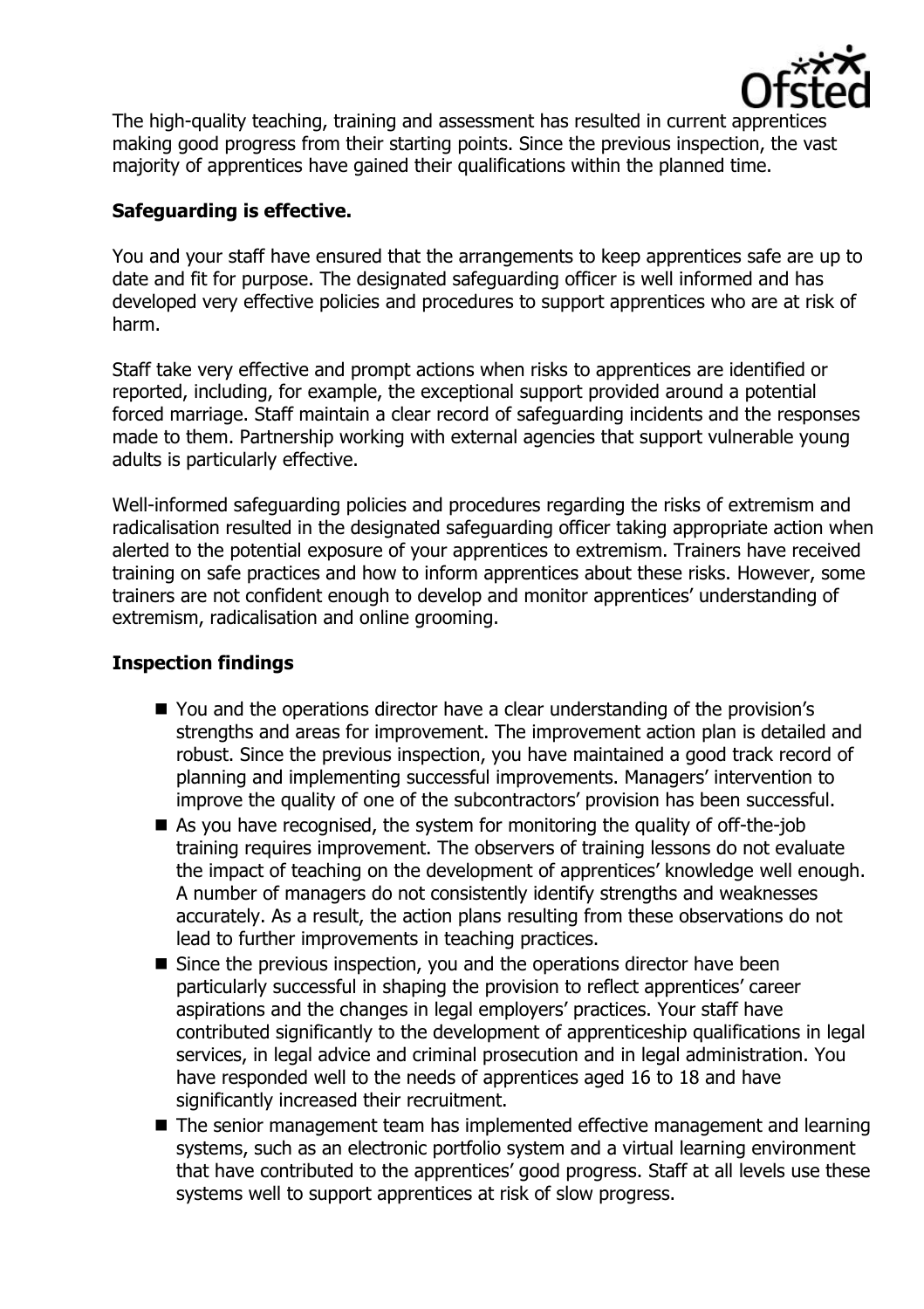The high-quality teaching, training and assessment has resulted in current apprentices making good progress from their starting points. Since the previous inspection, the vast majority of apprentices have gained their qualifications within the planned time.

## Safeguarding is effective.

You and your staff have ensured that the arrangements to keep apprentices safe are up to date and fit for purpose. The designated safeguarding officer is well informed and has developed very effective policies and procedures to support apprentices who are at risk of harm.

Staff take very effective and prompt actions when risks to apprentices are identified or reported, including, for example, the exceptional support provided around a potential forced marriage. Staff maintain a clear record of safeguarding incidents and the responses made to them. Partnership working with external agencies that support vulnerable young adults is particularly effective.

Well-informed safeguarding policies and procedures regarding the risks of extremism and radicalisation resulted in the designated safeguarding officer taking appropriate action when alerted to the potential exposure of your apprentices to extremism. Trainers have received training on safe practices and how to inform apprentices about these risks. However, some trainers are not confident enough to develop and monitor apprentices' understanding of extremism, radicalisation and online grooming.

## Inspection findings

- You and the operations director have a clear understanding of the provision's strengths and areas for improvement. The improvement action plan is detailed and robust. Since the previous inspection, you have maintained a good track record of planning and implementing successful improvements. Managers' intervention to improve the quality of one of the subcontractors' provision has been successful.
- As you have recognised, the system for monitoring the quality of off-the-job training requires improvement. The observers of training lessons do not evaluate the impact of teaching on the development of apprentices' knowledge well enough. A number of managers do not consistently identify strengths and weaknesses accurately. As a result, the action plans resulting from these observations do not lead to further improvements in teaching practices.
- Since the previous inspection, you and the operations director have been particularly successful in shaping the provision to reflect apprentices' career aspirations and the changes in legal employers' practices. Your staff have contributed significantly to the development of apprenticeship qualifications in legal services, in legal advice and criminal prosecution and in legal administration. You have responded well to the needs of apprentices aged 16 to 18 and have significantly increased their recruitment.
- The senior management team has implemented effective management and learning systems, such as an electronic portfolio system and a virtual learning environment that have contributed to the apprentices' good progress. Staff at all levels use these systems well to support apprentices at risk of slow progress.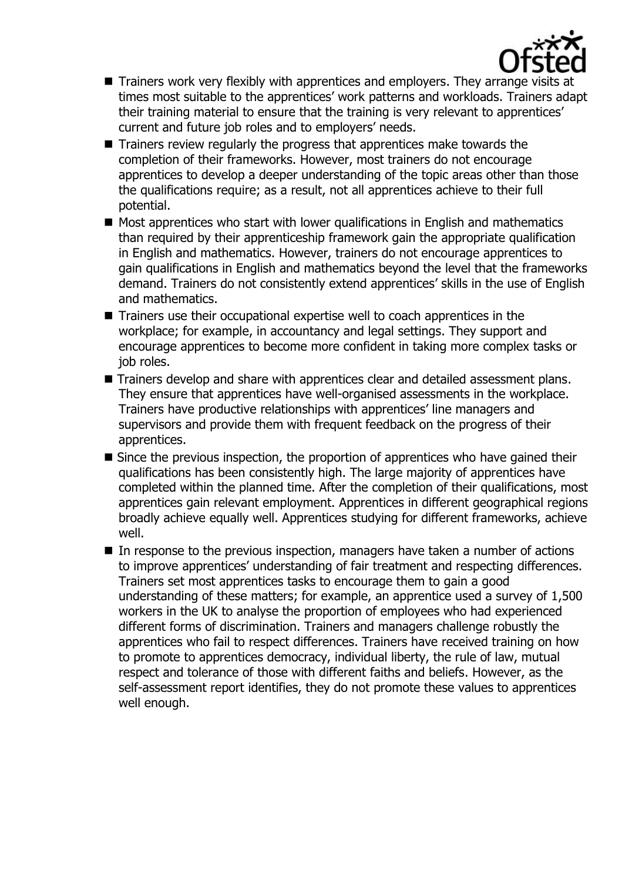- Trainers work very flexibly with apprentices and employers. They arrange visits at times most suitable to the apprentices' work patterns and workloads. Trainers adapt their training material to ensure that the training is very relevant to apprentices' current and future job roles and to employers' needs.
- Trainers review regularly the progress that apprentices make towards the completion of their frameworks. However, most trainers do not encourage apprentices to develop a deeper understanding of the topic areas other than those the qualifications require; as a result, not all apprentices achieve to their full potential.
- Most apprentices who start with lower qualifications in English and mathematics than required by their apprenticeship framework gain the appropriate qualification in English and mathematics. However, trainers do not encourage apprentices to gain qualifications in English and mathematics beyond the level that the frameworks demand. Trainers do not consistently extend apprentices' skills in the use of English and mathematics.
- Trainers use their occupational expertise well to coach apprentices in the workplace; for example, in accountancy and legal settings. They support and encourage apprentices to become more confident in taking more complex tasks or job roles.
- Trainers develop and share with apprentices clear and detailed assessment plans. They ensure that apprentices have well-organised assessments in the workplace. Trainers have productive relationships with apprentices' line managers and supervisors and provide them with frequent feedback on the progress of their apprentices.
- Since the previous inspection, the proportion of apprentices who have gained their qualifications has been consistently high. The large majority of apprentices have completed within the planned time. After the completion of their qualifications, most apprentices gain relevant employment. Apprentices in different geographical regions broadly achieve equally well. Apprentices studying for different frameworks, achieve well.
- In response to the previous inspection, managers have taken a number of actions to improve apprentices' understanding of fair treatment and respecting differences. Trainers set most apprentices tasks to encourage them to gain a good understanding of these matters; for example, an apprentice used a survey of 1,500 workers in the UK to analyse the proportion of employees who had experienced different forms of discrimination. Trainers and managers challenge robustly the apprentices who fail to respect differences. Trainers have received training on how to promote to apprentices democracy, individual liberty, the rule of law, mutual respect and tolerance of those with different faiths and beliefs. However, as the self-assessment report identifies, they do not promote these values to apprentices well enough.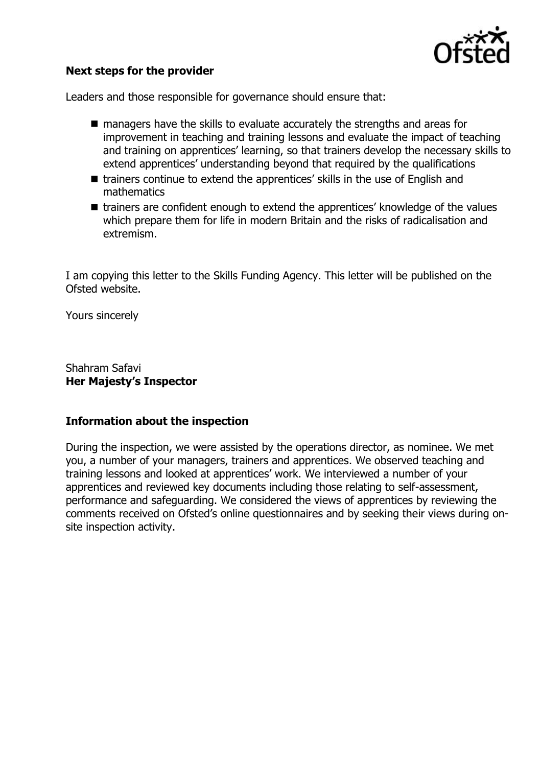**Next steps for the provider**

Leaders and those responsible for governance should ensure that:

- managers have the skills to evaluate accurately the strengths and areas for improvement in teaching and training lessons and evaluate the impact of teaching and training on apprentices' learning, so that trainers develop the necessary skills to extend apprentices' understanding beyond that required by the qualifications
- trainers continue to extend the apprentices' skills in the use of English and mathematics
- trainers are confident enough to extend the apprentices' knowledge of the values which prepare them for life in modern Britain and the risks of radicalisation and extremism.

I am copying this letter to the Skills Funding Agency. This letter will be published on the Ofsted website.

Yours sincerely

Shahram Safavi
**Her Majesty's Inspector**

**Information about the inspection**

During the inspection, we were assisted by the operations director, as nominee. We met you, a number of your managers, trainers and apprentices. We observed teaching and training lessons and looked at apprentices' work. We interviewed a number of your apprentices and reviewed key documents including those relating to self-assessment, performance and safeguarding. We considered the views of apprentices by reviewing the comments received on Ofsted's online questionnaires and by seeking their views during on-site inspection activity.